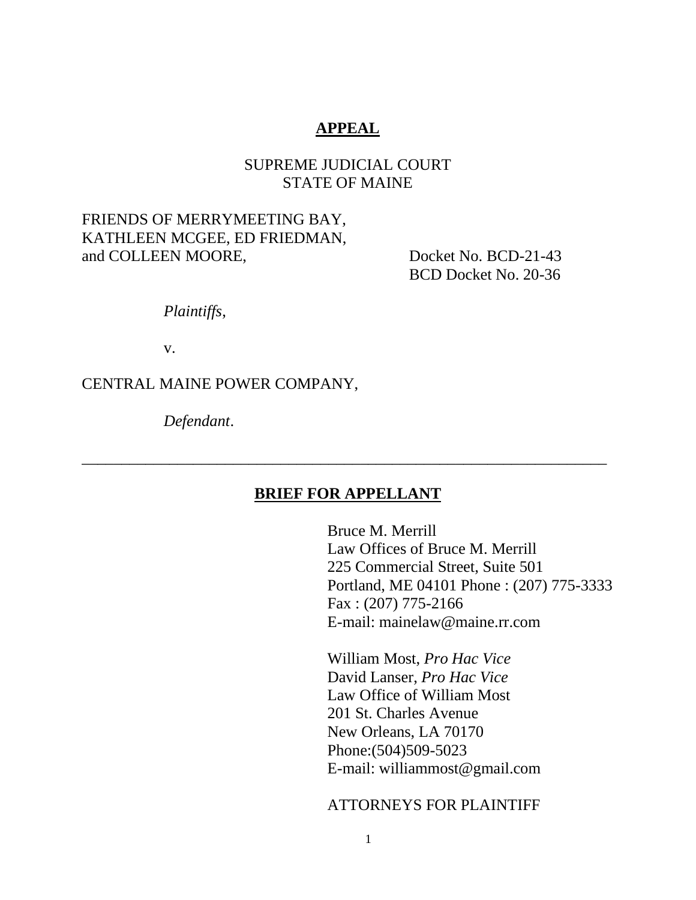**APPEAL**

SUPREME JUDICIAL COURT
STATE OF MAINE

FRIENDS OF MERRYMEETING BAY,
KATHLEEN MCGEE, ED FRIEDMAN,
and COLLEEN MOORE,

Docket No. BCD-21-43
BCD Docket No. 20-36

*Plaintiffs*,

v.

CENTRAL MAINE POWER COMPANY,

*Defendant*.

---

**BRIEF FOR APPELLANT**

Bruce M. Merrill
Law Offices of Bruce M. Merrill
225 Commercial Street, Suite 501
Portland, ME 04101 Phone : (207) 775-3333
Fax : (207) 775-2166
E-mail: mainelaw@maine.rr.com

William Most, *Pro Hac Vice*
David Lanser, *Pro Hac Vice*
Law Office of William Most
201 St. Charles Avenue
New Orleans, LA 70170
Phone:(504)509-5023
E-mail: williammost@gmail.com

ATTORNEYS FOR PLAINTIFF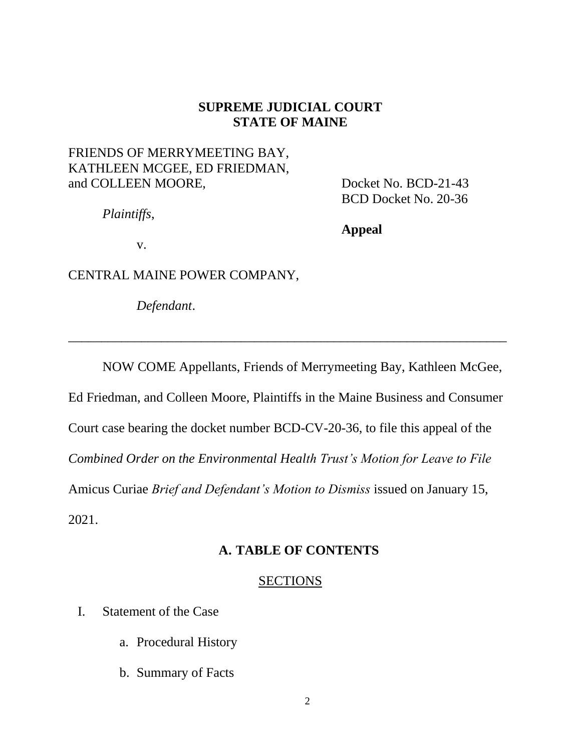**SUPREME JUDICIAL COURT**
**STATE OF MAINE**

FRIENDS OF MERRYMEETING BAY,
KATHLEEN MCGEE, ED FRIEDMAN,
and COLLEEN MOORE,

*Plaintiffs*,

v.

CENTRAL MAINE POWER COMPANY,

*Defendant*.

Docket No. BCD-21-43
BCD Docket No. 20-36

**Appeal**

---

NOW COME Appellants, Friends of Merrymeeting Bay, Kathleen McGee, Ed Friedman, and Colleen Moore, Plaintiffs in the Maine Business and Consumer Court case bearing the docket number BCD-CV-20-36, to file this appeal of the *Combined Order on the Environmental Health Trust's Motion for Leave to File* Amicus Curiae *Brief and Defendant's Motion to Dismiss* issued on January 15, 2021.

## A. TABLE OF CONTENTS

SECTIONS

I. Statement of the Case

   a. Procedural History

   b. Summary of Facts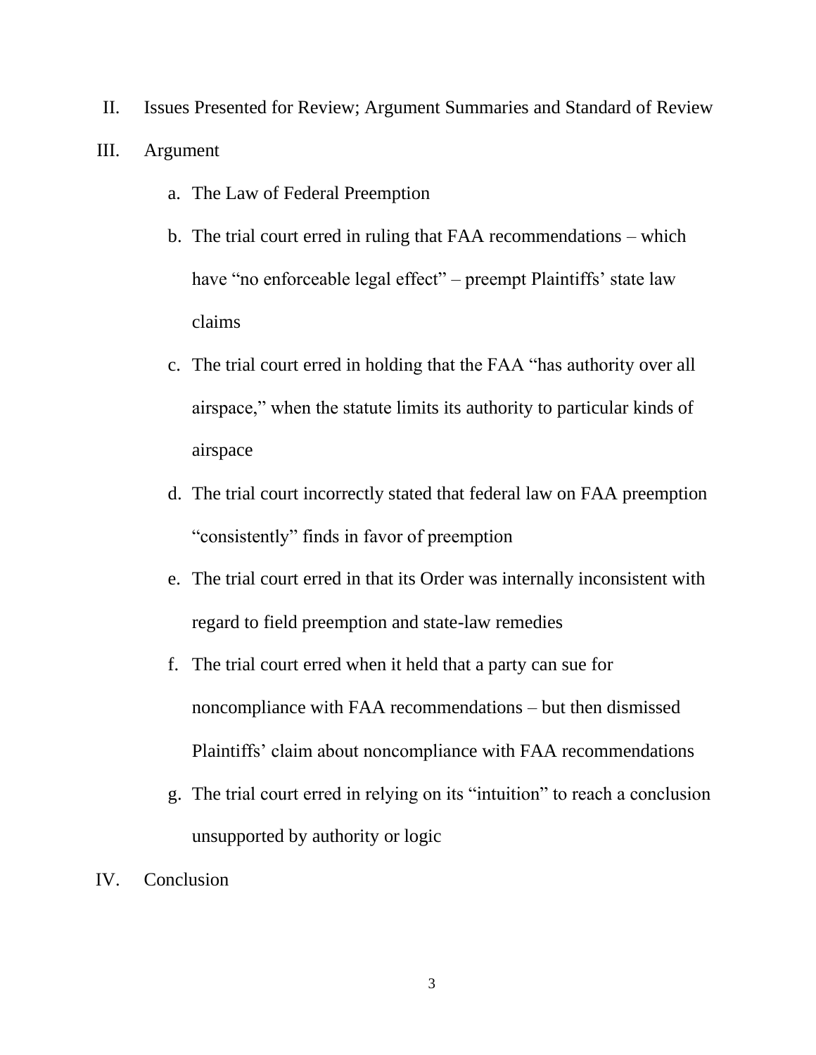II. Issues Presented for Review; Argument Summaries and Standard of Review

III. Argument

   a. The Law of Federal Preemption

   b. The trial court erred in ruling that FAA recommendations – which have "no enforceable legal effect" – preempt Plaintiffs' state law claims

   c. The trial court erred in holding that the FAA "has authority over all airspace," when the statute limits its authority to particular kinds of airspace

   d. The trial court incorrectly stated that federal law on FAA preemption "consistently" finds in favor of preemption

   e. The trial court erred in that its Order was internally inconsistent with regard to field preemption and state-law remedies

   f. The trial court erred when it held that a party can sue for noncompliance with FAA recommendations – but then dismissed Plaintiffs' claim about noncompliance with FAA recommendations

   g. The trial court erred in relying on its "intuition" to reach a conclusion unsupported by authority or logic

IV. Conclusion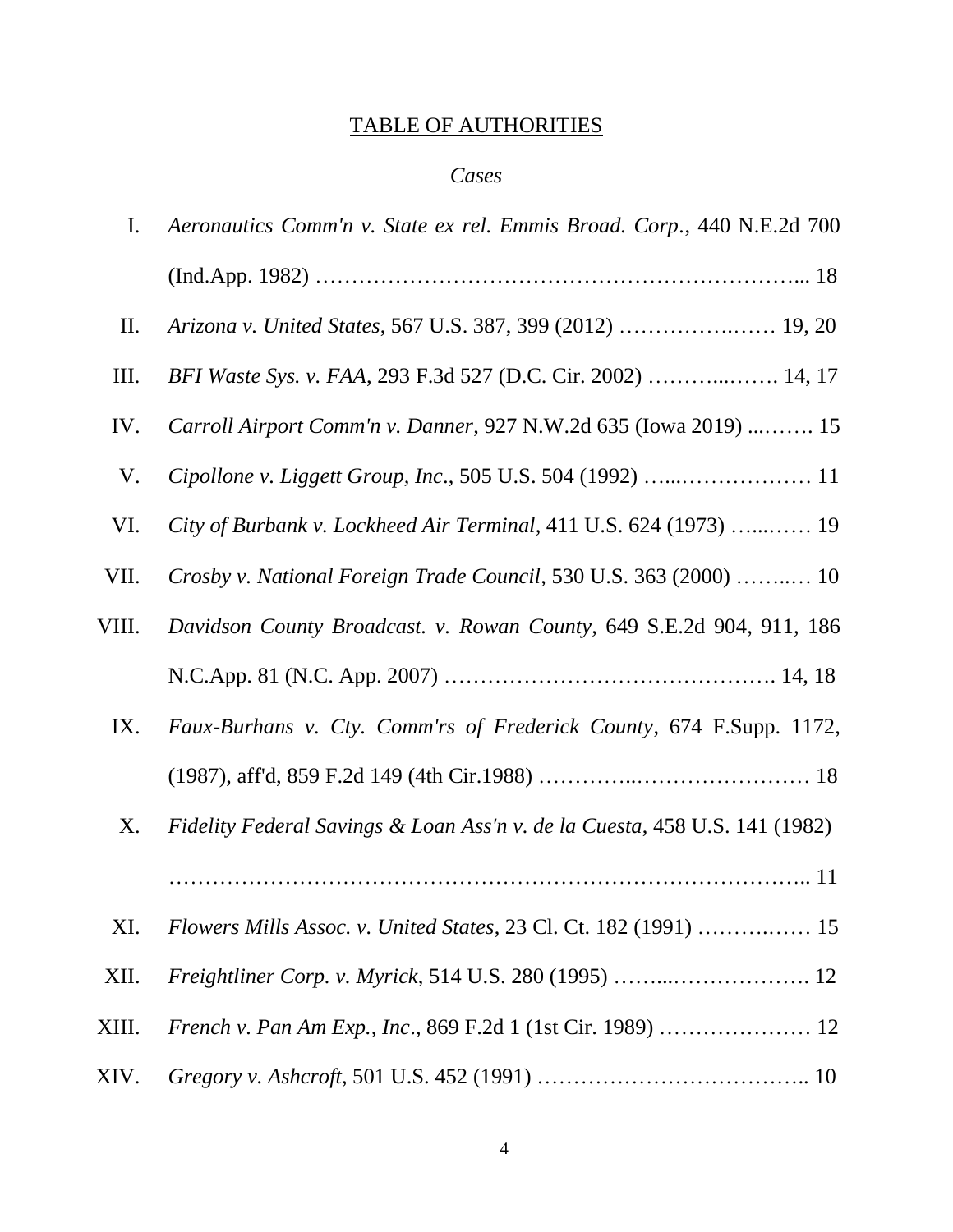# TABLE OF AUTHORITIES

## *Cases*

I. *Aeronautics Comm'n v. State ex rel. Emmis Broad. Corp.*, 440 N.E.2d 700 (Ind.App. 1982) ………………………………………………………... 18

II. *Arizona v. United States*, 567 U.S. 387, 399 (2012) ………………..…… 19, 20

III. *BFI Waste Sys. v. FAA*, 293 F.3d 527 (D.C. Cir. 2002) ………...……. 14, 17

IV. *Carroll Airport Comm'n v. Danner*, 927 N.W.2d 635 (Iowa 2019) ...……. 15

V. *Cipollone v. Liggett Group, Inc*., 505 U.S. 504 (1992) …...……………… 11

VI. *City of Burbank v. Lockheed Air Terminal*, 411 U.S. 624 (1973) …...…… 19

VII. *Crosby v. National Foreign Trade Council*, 530 U.S. 363 (2000) ……..… 10

VIII. *Davidson County Broadcast. v. Rowan County*, 649 S.E.2d 904, 911, 186 N.C.App. 81 (N.C. App. 2007) ………………………………………. 14, 18

IX. *Faux-Burhans v. Cty. Comm'rs of Frederick County*, 674 F.Supp. 1172, (1987), aff'd, 859 F.2d 149 (4th Cir.1988) …………..…………………… 18

X. *Fidelity Federal Savings & Loan Ass'n v. de la Cuesta*, 458 U.S. 141 (1982) ……………………………………………………………………….. 11

XI. *Flowers Mills Assoc. v. United States*, 23 Cl. Ct. 182 (1991) ……….…… 15

XII. *Freightliner Corp. v. Myrick*, 514 U.S. 280 (1995) ……...………………. 12

XIII. *French v. Pan Am Exp., Inc*., 869 F.2d 1 (1st Cir. 1989) ………………… 12

XIV. *Gregory v. Ashcroft*, 501 U.S. 452 (1991) ……………………………….. 10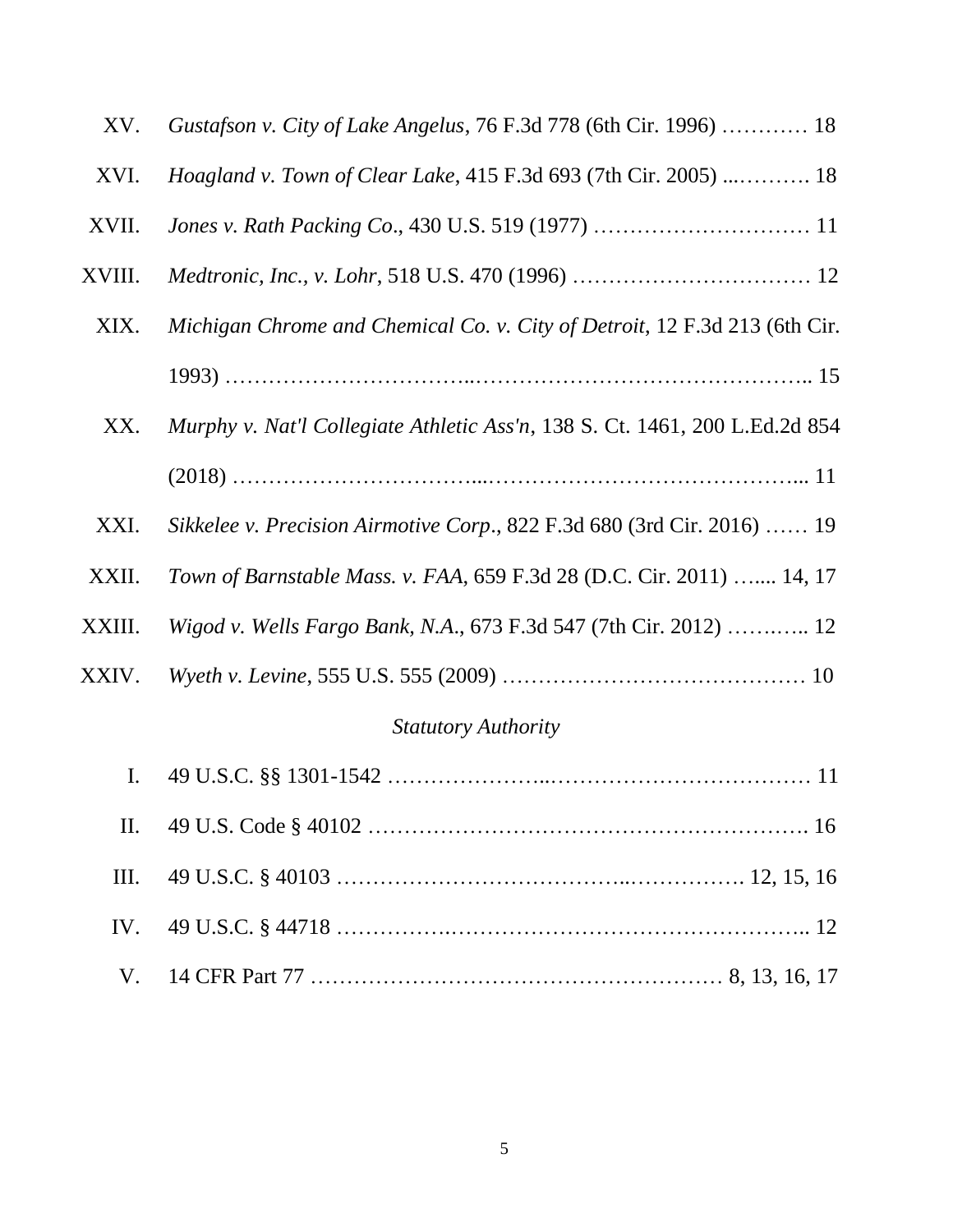XV. *Gustafson v. City of Lake Angelus*, 76 F.3d 778 (6th Cir. 1996) ………… 18

XVI. *Hoagland v. Town of Clear Lake*, 415 F.3d 693 (7th Cir. 2005) ...………. 18

XVII. *Jones v. Rath Packing Co*., 430 U.S. 519 (1977) ………………………… 11

XVIII. *Medtronic, Inc., v. Lohr*, 518 U.S. 470 (1996) …………………………… 12

XIX. *Michigan Chrome and Chemical Co. v. City of Detroit*, 12 F.3d 213 (6th Cir. 1993) …………………………..……………………………………….. 15

XX. *Murphy v. Nat'l Collegiate Athletic Ass'n*, 138 S. Ct. 1461, 200 L.Ed.2d 854 (2018) …………………………...……………………………………... 11

XXI. *Sikkelee v. Precision Airmotive Corp*., 822 F.3d 680 (3rd Cir. 2016) …… 19

XXII. *Town of Barnstable Mass. v. FAA*, 659 F.3d 28 (D.C. Cir. 2011) …..... 14, 17

XXIII. *Wigod v. Wells Fargo Bank, N.A*., 673 F.3d 547 (7th Cir. 2012) …….….. 12

XXIV. *Wyeth v. Levine*, 555 U.S. 555 (2009) …………………………………… 10

*Statutory Authority*

I. 49 U.S.C. §§ 1301-1542 …………………..……………………………… 11

II. 49 U.S. Code § 40102 ……………………………………………………. 16

III. 49 U.S.C. § 40103 ………………………………..……………. 12, 15, 16

IV. 49 U.S.C. § 44718 …………….………………………………………….. 12

V. 14 CFR Part 77 ………………………………………………… 8, 13, 16, 17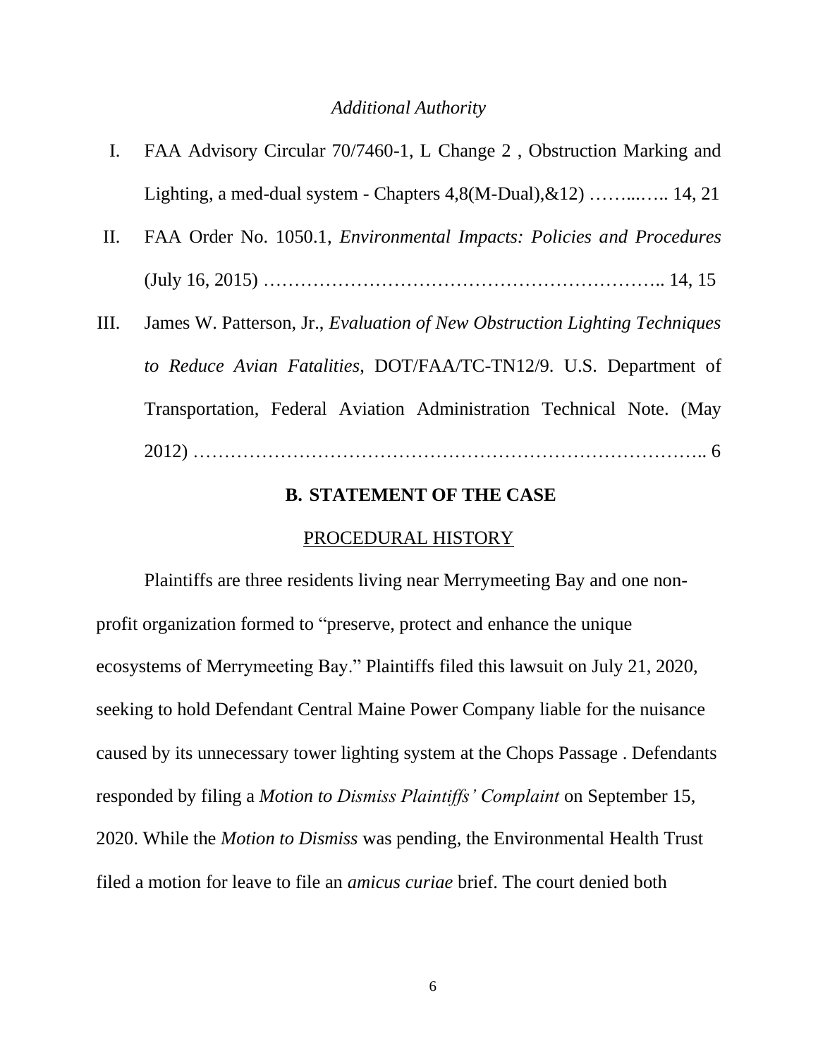*Additional Authority*

I. FAA Advisory Circular 70/7460-1, L Change 2 , Obstruction Marking and Lighting, a med-dual system - Chapters 4,8(M-Dual),&12) ……..….. 14, 21

II. FAA Order No. 1050.1, *Environmental Impacts: Policies and Procedures* (July 16, 2015) …………………………………………………….. 14, 15

III. James W. Patterson, Jr., *Evaluation of New Obstruction Lighting Techniques to Reduce Avian Fatalities*, DOT/FAA/TC-TN12/9. U.S. Department of Transportation, Federal Aviation Administration Technical Note. (May 2012) …………………………………………………………………….. 6

## B. STATEMENT OF THE CASE

PROCEDURAL HISTORY

Plaintiffs are three residents living near Merrymeeting Bay and one non-profit organization formed to "preserve, protect and enhance the unique ecosystems of Merrymeeting Bay." Plaintiffs filed this lawsuit on July 21, 2020, seeking to hold Defendant Central Maine Power Company liable for the nuisance caused by its unnecessary tower lighting system at the Chops Passage . Defendants responded by filing a *Motion to Dismiss Plaintiffs' Complaint* on September 15, 2020. While the *Motion to Dismiss* was pending, the Environmental Health Trust filed a motion for leave to file an *amicus curiae* brief. The court denied both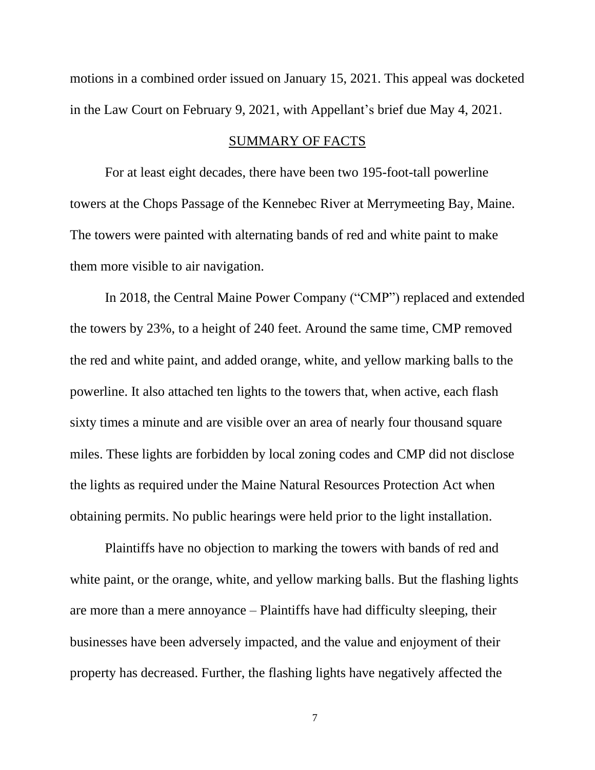motions in a combined order issued on January 15, 2021. This appeal was docketed in the Law Court on February 9, 2021, with Appellant's brief due May 4, 2021.

## SUMMARY OF FACTS

For at least eight decades, there have been two 195-foot-tall powerline towers at the Chops Passage of the Kennebec River at Merrymeeting Bay, Maine. The towers were painted with alternating bands of red and white paint to make them more visible to air navigation.

In 2018, the Central Maine Power Company ("CMP") replaced and extended the towers by 23%, to a height of 240 feet. Around the same time, CMP removed the red and white paint, and added orange, white, and yellow marking balls to the powerline. It also attached ten lights to the towers that, when active, each flash sixty times a minute and are visible over an area of nearly four thousand square miles. These lights are forbidden by local zoning codes and CMP did not disclose the lights as required under the Maine Natural Resources Protection Act when obtaining permits. No public hearings were held prior to the light installation.

Plaintiffs have no objection to marking the towers with bands of red and white paint, or the orange, white, and yellow marking balls. But the flashing lights are more than a mere annoyance – Plaintiffs have had difficulty sleeping, their businesses have been adversely impacted, and the value and enjoyment of their property has decreased. Further, the flashing lights have negatively affected the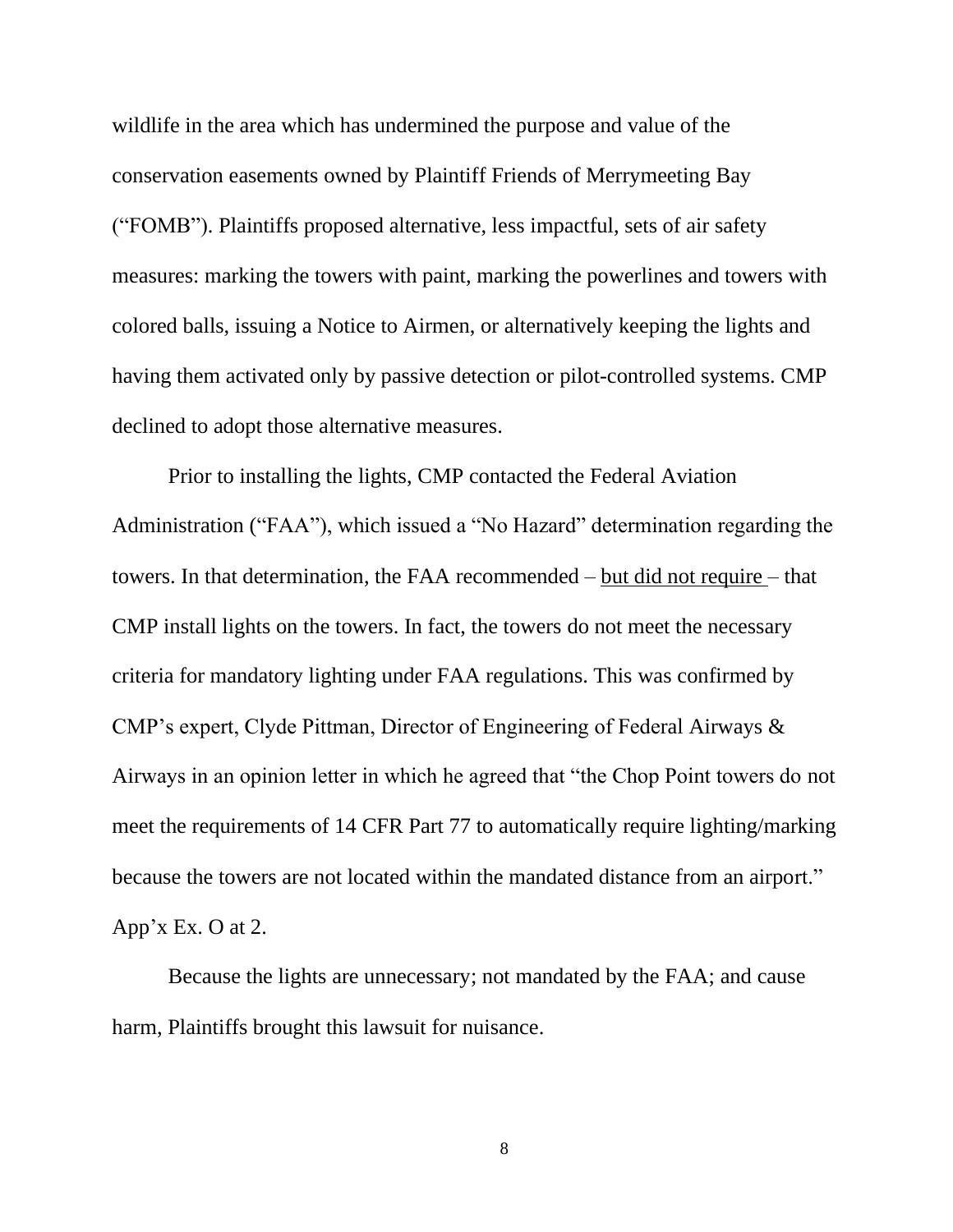wildlife in the area which has undermined the purpose and value of the conservation easements owned by Plaintiff Friends of Merrymeeting Bay ("FOMB"). Plaintiffs proposed alternative, less impactful, sets of air safety measures: marking the towers with paint, marking the powerlines and towers with colored balls, issuing a Notice to Airmen, or alternatively keeping the lights and having them activated only by passive detection or pilot-controlled systems. CMP declined to adopt those alternative measures.

Prior to installing the lights, CMP contacted the Federal Aviation Administration ("FAA"), which issued a "No Hazard" determination regarding the towers. In that determination, the FAA recommended – <u>but did not require</u> – that CMP install lights on the towers. In fact, the towers do not meet the necessary criteria for mandatory lighting under FAA regulations. This was confirmed by CMP's expert, Clyde Pittman, Director of Engineering of Federal Airways & Airways in an opinion letter in which he agreed that "the Chop Point towers do not meet the requirements of 14 CFR Part 77 to automatically require lighting/marking because the towers are not located within the mandated distance from an airport." App'x Ex. O at 2.

Because the lights are unnecessary; not mandated by the FAA; and cause harm, Plaintiffs brought this lawsuit for nuisance.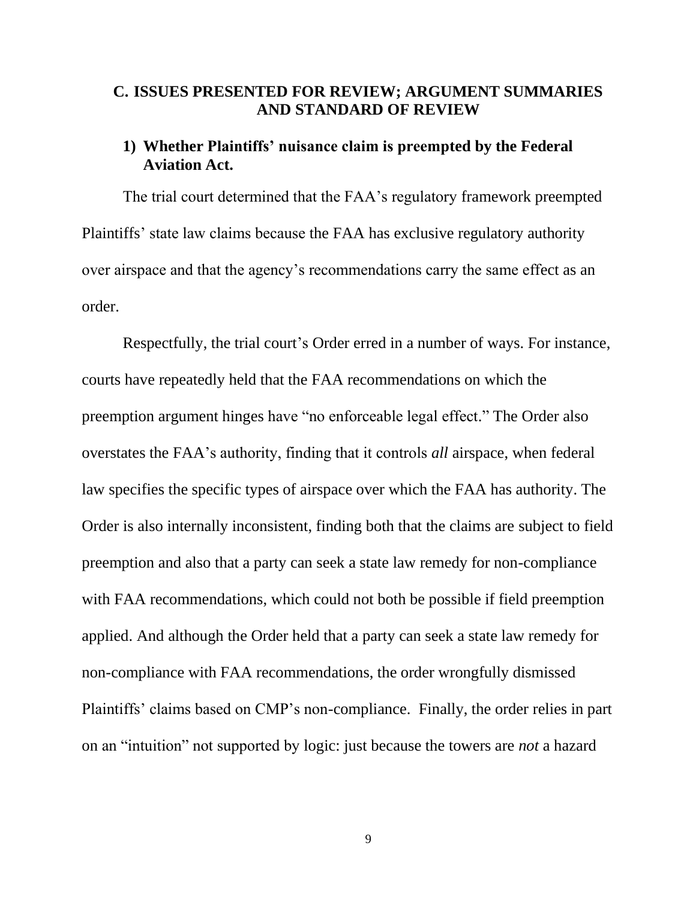## C. ISSUES PRESENTED FOR REVIEW; ARGUMENT SUMMARIES AND STANDARD OF REVIEW

### 1) Whether Plaintiffs' nuisance claim is preempted by the Federal Aviation Act.

The trial court determined that the FAA's regulatory framework preempted Plaintiffs' state law claims because the FAA has exclusive regulatory authority over airspace and that the agency's recommendations carry the same effect as an order.

Respectfully, the trial court's Order erred in a number of ways. For instance, courts have repeatedly held that the FAA recommendations on which the preemption argument hinges have "no enforceable legal effect." The Order also overstates the FAA's authority, finding that it controls *all* airspace, when federal law specifies the specific types of airspace over which the FAA has authority. The Order is also internally inconsistent, finding both that the claims are subject to field preemption and also that a party can seek a state law remedy for non-compliance with FAA recommendations, which could not both be possible if field preemption applied. And although the Order held that a party can seek a state law remedy for non-compliance with FAA recommendations, the order wrongfully dismissed Plaintiffs' claims based on CMP's non-compliance. Finally, the order relies in part on an "intuition" not supported by logic: just because the towers are *not* a hazard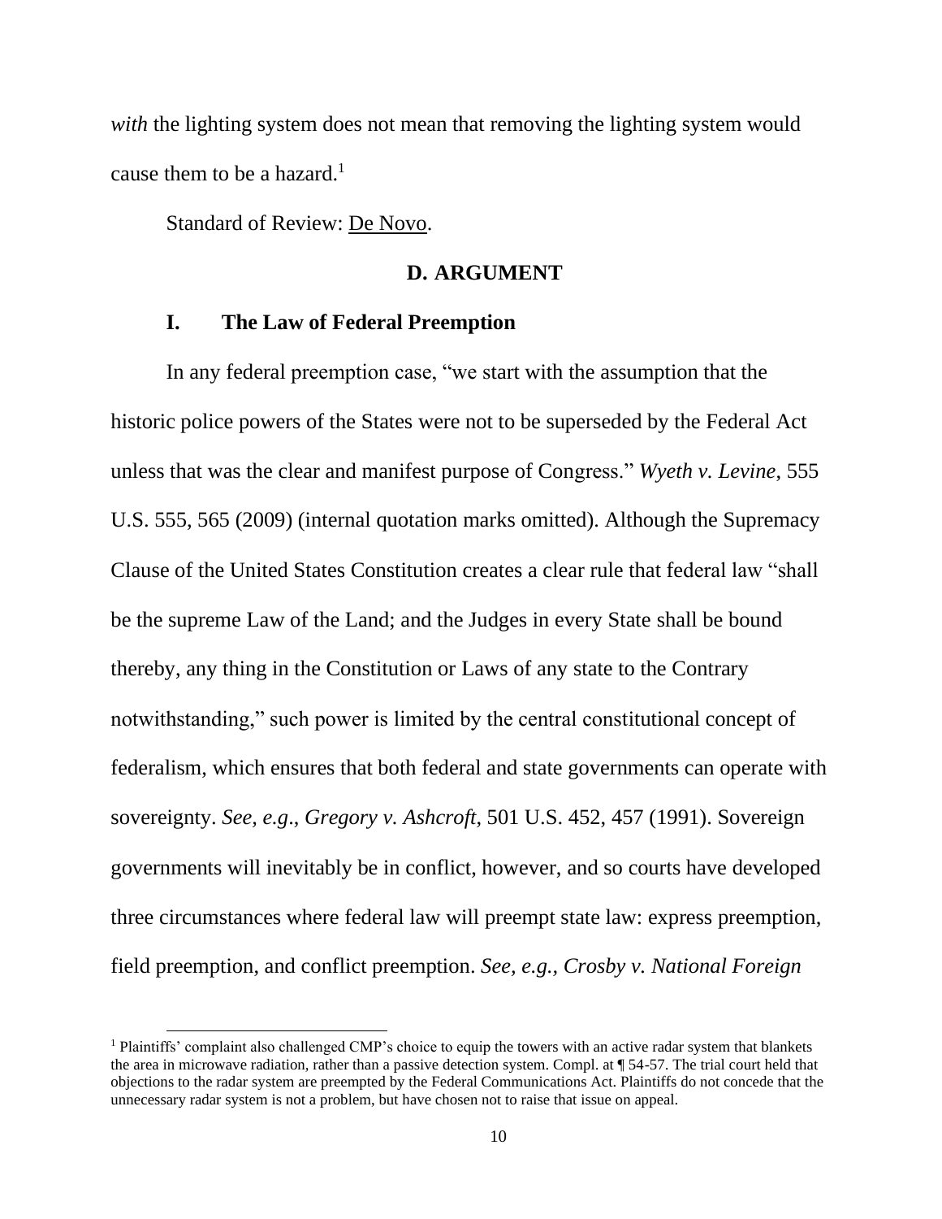*with* the lighting system does not mean that removing the lighting system would cause them to be a hazard.[1]

Standard of Review: De Novo.

## D. ARGUMENT

### I. The Law of Federal Preemption

In any federal preemption case, "we start with the assumption that the historic police powers of the States were not to be superseded by the Federal Act unless that was the clear and manifest purpose of Congress." *Wyeth v. Levine*, 555 U.S. 555, 565 (2009) (internal quotation marks omitted). Although the Supremacy Clause of the United States Constitution creates a clear rule that federal law "shall be the supreme Law of the Land; and the Judges in every State shall be bound thereby, any thing in the Constitution or Laws of any state to the Contrary notwithstanding," such power is limited by the central constitutional concept of federalism, which ensures that both federal and state governments can operate with sovereignty. *See, e.g*., *Gregory v. Ashcroft*, 501 U.S. 452, 457 (1991). Sovereign governments will inevitably be in conflict, however, and so courts have developed three circumstances where federal law will preempt state law: express preemption, field preemption, and conflict preemption. *See, e.g., Crosby v. National Foreign*

[1] Plaintiffs' complaint also challenged CMP's choice to equip the towers with an active radar system that blankets the area in microwave radiation, rather than a passive detection system. Compl. at ¶ 54-57. The trial court held that objections to the radar system are preempted by the Federal Communications Act. Plaintiffs do not concede that the unnecessary radar system is not a problem, but have chosen not to raise that issue on appeal.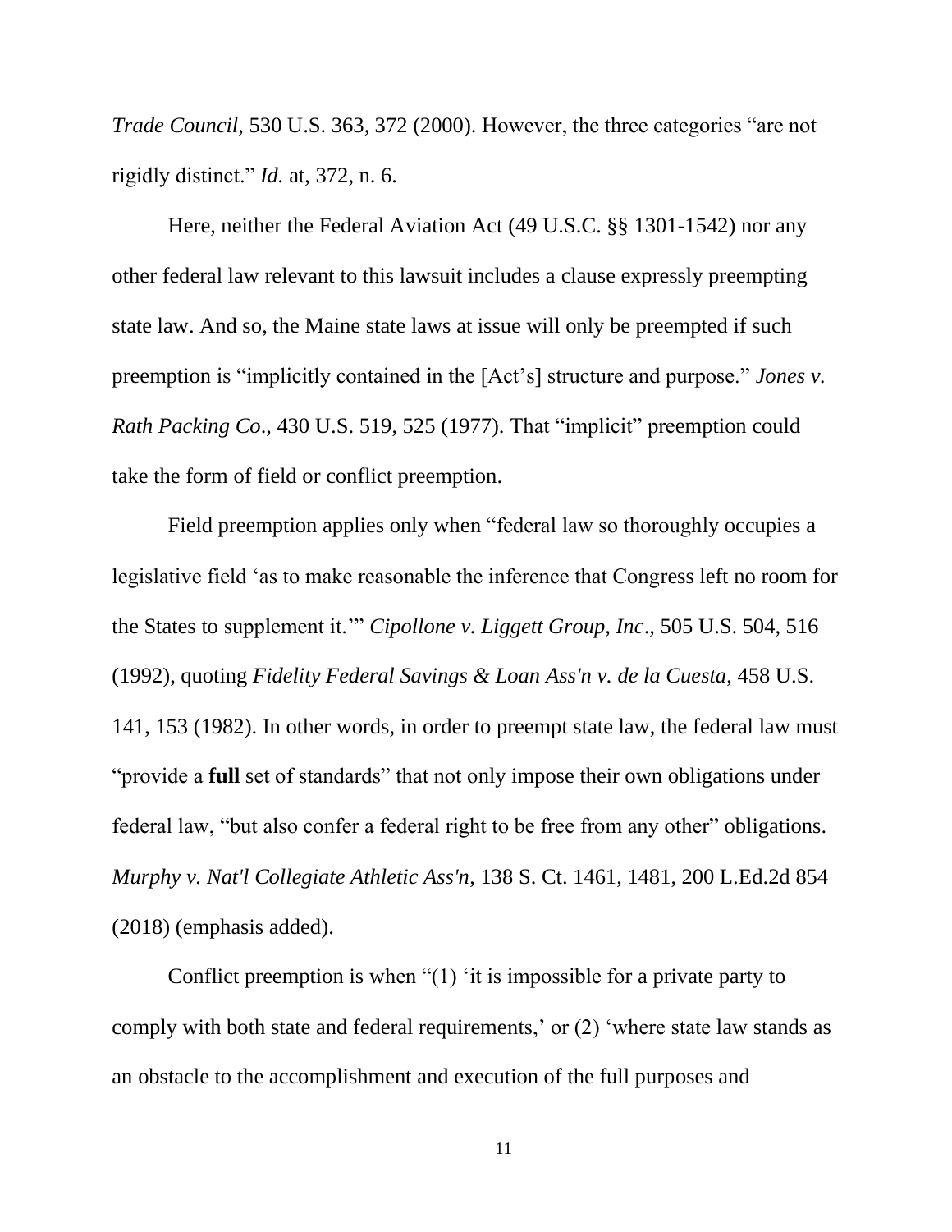*Trade Council*, 530 U.S. 363, 372 (2000). However, the three categories "are not rigidly distinct." *Id.* at, 372, n. 6.

Here, neither the Federal Aviation Act (49 U.S.C. §§ 1301-1542) nor any other federal law relevant to this lawsuit includes a clause expressly preempting state law. And so, the Maine state laws at issue will only be preempted if such preemption is "implicitly contained in the [Act's] structure and purpose." *Jones v. Rath Packing Co*., 430 U.S. 519, 525 (1977). That "implicit" preemption could take the form of field or conflict preemption.

Field preemption applies only when "federal law so thoroughly occupies a legislative field 'as to make reasonable the inference that Congress left no room for the States to supplement it.'" *Cipollone v. Liggett Group, Inc*., 505 U.S. 504, 516 (1992), quoting *Fidelity Federal Savings & Loan Ass'n v. de la Cuesta*, 458 U.S. 141, 153 (1982). In other words, in order to preempt state law, the federal law must "provide a **full** set of standards" that not only impose their own obligations under federal law, "but also confer a federal right to be free from any other" obligations. *Murphy v. Nat'l Collegiate Athletic Ass'n*, 138 S. Ct. 1461, 1481, 200 L.Ed.2d 854 (2018) (emphasis added).

Conflict preemption is when "(1) 'it is impossible for a private party to comply with both state and federal requirements,' or (2) 'where state law stands as an obstacle to the accomplishment and execution of the full purposes and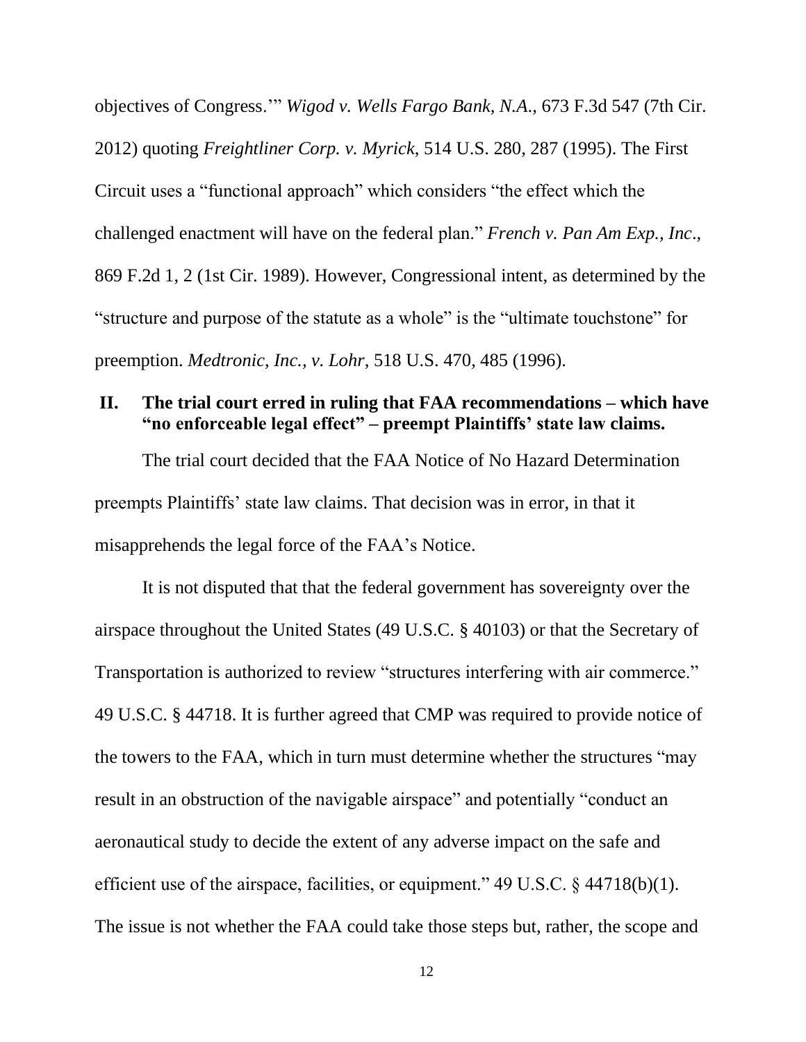objectives of Congress.'" *Wigod v. Wells Fargo Bank, N.A.*, 673 F.3d 547 (7th Cir. 2012) quoting *Freightliner Corp. v. Myrick*, 514 U.S. 280, 287 (1995). The First Circuit uses a "functional approach" which considers "the effect which the challenged enactment will have on the federal plan." *French v. Pan Am Exp., Inc*., 869 F.2d 1, 2 (1st Cir. 1989). However, Congressional intent, as determined by the "structure and purpose of the statute as a whole" is the "ultimate touchstone" for preemption. *Medtronic, Inc., v. Lohr*, 518 U.S. 470, 485 (1996).

## II. The trial court erred in ruling that FAA recommendations – which have "no enforceable legal effect" – preempt Plaintiffs' state law claims.

The trial court decided that the FAA Notice of No Hazard Determination preempts Plaintiffs' state law claims. That decision was in error, in that it misapprehends the legal force of the FAA's Notice.

It is not disputed that that the federal government has sovereignty over the airspace throughout the United States (49 U.S.C. § 40103) or that the Secretary of Transportation is authorized to review "structures interfering with air commerce." 49 U.S.C. § 44718. It is further agreed that CMP was required to provide notice of the towers to the FAA, which in turn must determine whether the structures "may result in an obstruction of the navigable airspace" and potentially "conduct an aeronautical study to decide the extent of any adverse impact on the safe and efficient use of the airspace, facilities, or equipment." 49 U.S.C. § 44718(b)(1). The issue is not whether the FAA could take those steps but, rather, the scope and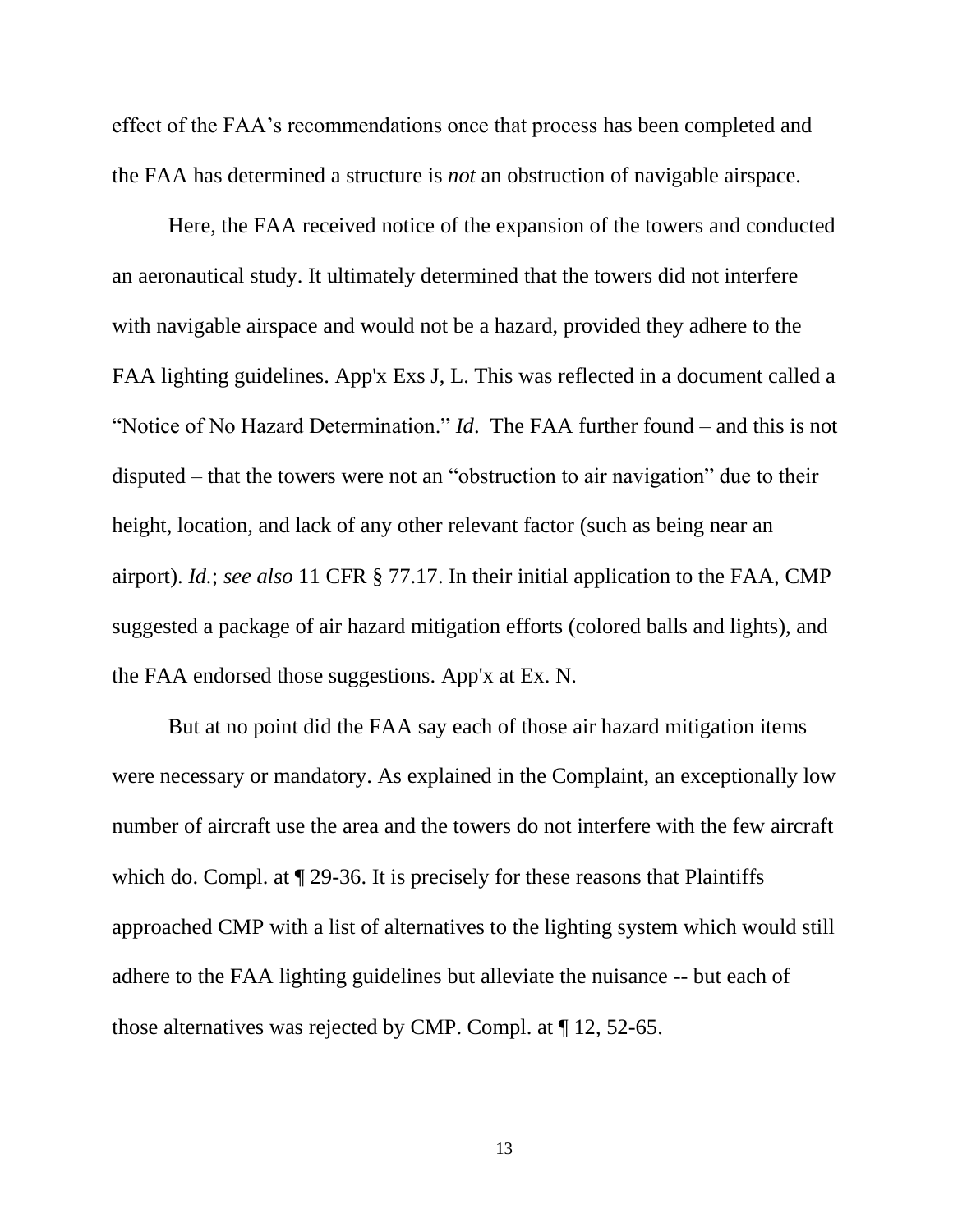effect of the FAA's recommendations once that process has been completed and the FAA has determined a structure is *not* an obstruction of navigable airspace.

Here, the FAA received notice of the expansion of the towers and conducted an aeronautical study. It ultimately determined that the towers did not interfere with navigable airspace and would not be a hazard, provided they adhere to the FAA lighting guidelines. App'x Exs J, L. This was reflected in a document called a "Notice of No Hazard Determination." *Id*. The FAA further found – and this is not disputed – that the towers were not an "obstruction to air navigation" due to their height, location, and lack of any other relevant factor (such as being near an airport). *Id.*; *see also* 11 CFR § 77.17. In their initial application to the FAA, CMP suggested a package of air hazard mitigation efforts (colored balls and lights), and the FAA endorsed those suggestions. App'x at Ex. N.

But at no point did the FAA say each of those air hazard mitigation items were necessary or mandatory. As explained in the Complaint, an exceptionally low number of aircraft use the area and the towers do not interfere with the few aircraft which do. Compl. at ¶ 29-36. It is precisely for these reasons that Plaintiffs approached CMP with a list of alternatives to the lighting system which would still adhere to the FAA lighting guidelines but alleviate the nuisance -- but each of those alternatives was rejected by CMP. Compl. at ¶ 12, 52-65.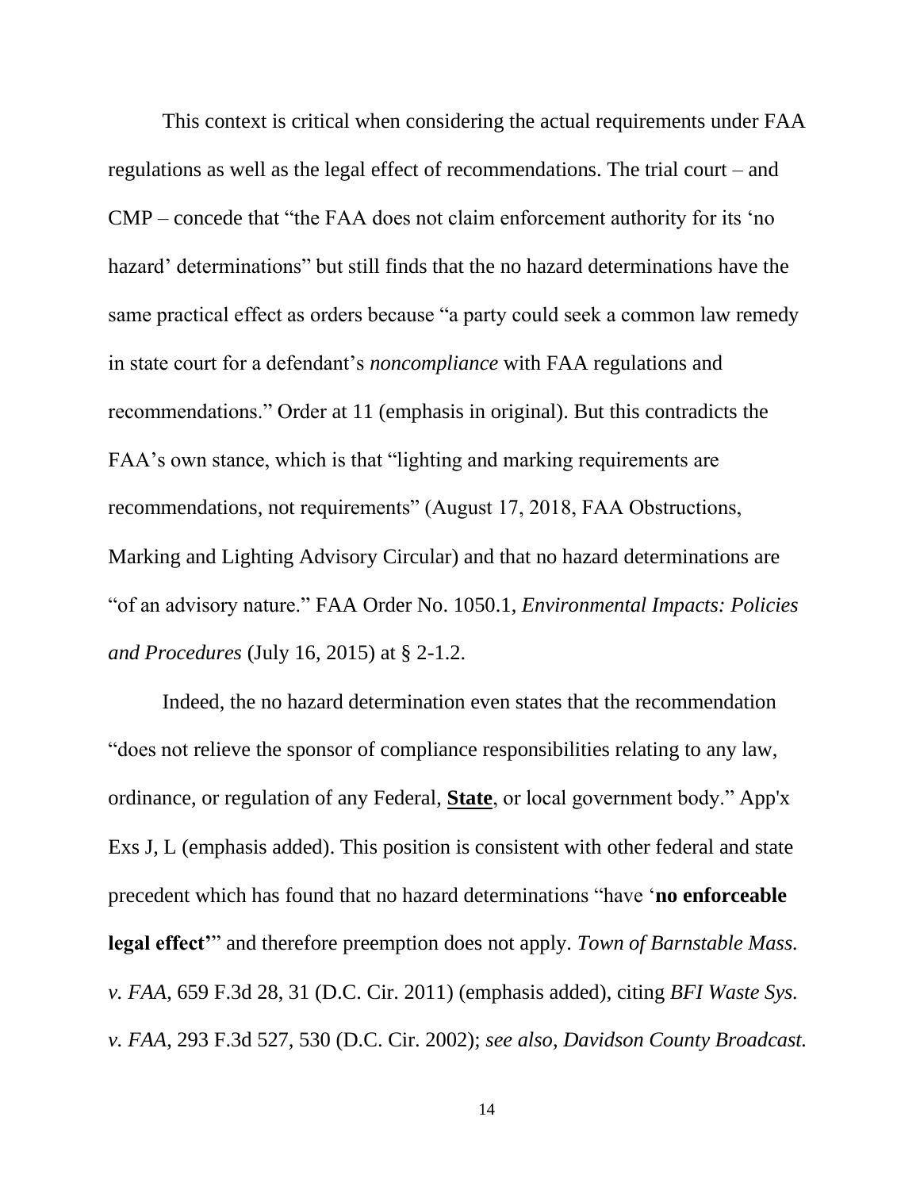This context is critical when considering the actual requirements under FAA regulations as well as the legal effect of recommendations. The trial court – and CMP – concede that "the FAA does not claim enforcement authority for its 'no hazard' determinations" but still finds that the no hazard determinations have the same practical effect as orders because "a party could seek a common law remedy in state court for a defendant's *noncompliance* with FAA regulations and recommendations." Order at 11 (emphasis in original). But this contradicts the FAA's own stance, which is that "lighting and marking requirements are recommendations, not requirements" (August 17, 2018, FAA Obstructions, Marking and Lighting Advisory Circular) and that no hazard determinations are "of an advisory nature." FAA Order No. 1050.1, *Environmental Impacts: Policies and Procedures* (July 16, 2015) at § 2-1.2.

Indeed, the no hazard determination even states that the recommendation "does not relieve the sponsor of compliance responsibilities relating to any law, ordinance, or regulation of any Federal, <u>**State**</u>, or local government body." App'x Exs J, L (emphasis added). This position is consistent with other federal and state precedent which has found that no hazard determinations "have '**no enforceable legal effect'**" and therefore preemption does not apply. *Town of Barnstable Mass. v. FAA*, 659 F.3d 28, 31 (D.C. Cir. 2011) (emphasis added), citing *BFI Waste Sys. v. FAA*, 293 F.3d 527, 530 (D.C. Cir. 2002); *see also, Davidson County Broadcast.*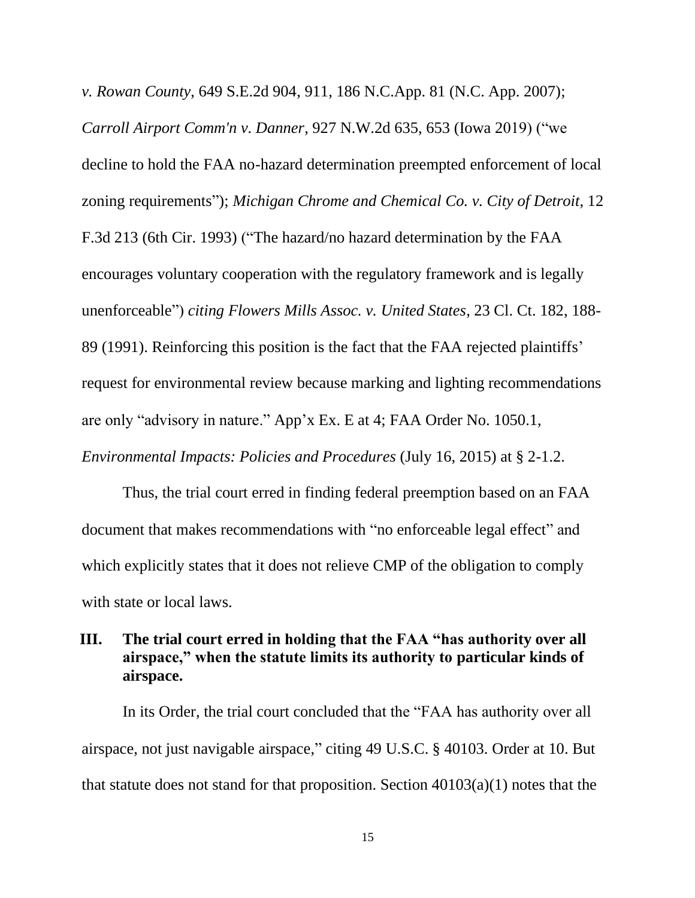*v. Rowan County*, 649 S.E.2d 904, 911, 186 N.C.App. 81 (N.C. App. 2007); *Carroll Airport Comm'n v. Danner*, 927 N.W.2d 635, 653 (Iowa 2019) ("we decline to hold the FAA no-hazard determination preempted enforcement of local zoning requirements"); *Michigan Chrome and Chemical Co. v. City of Detroit*, 12 F.3d 213 (6th Cir. 1993) ("The hazard/no hazard determination by the FAA encourages voluntary cooperation with the regulatory framework and is legally unenforceable") *citing Flowers Mills Assoc. v. United States*, 23 Cl. Ct. 182, 188-89 (1991). Reinforcing this position is the fact that the FAA rejected plaintiffs' request for environmental review because marking and lighting recommendations are only "advisory in nature." App'x Ex. E at 4; FAA Order No. 1050.1, *Environmental Impacts: Policies and Procedures* (July 16, 2015) at § 2-1.2.

Thus, the trial court erred in finding federal preemption based on an FAA document that makes recommendations with "no enforceable legal effect" and which explicitly states that it does not relieve CMP of the obligation to comply with state or local laws.

## III. The trial court erred in holding that the FAA "has authority over all airspace," when the statute limits its authority to particular kinds of airspace.

In its Order, the trial court concluded that the "FAA has authority over all airspace, not just navigable airspace," citing 49 U.S.C. § 40103. Order at 10. But that statute does not stand for that proposition. Section 40103(a)(1) notes that the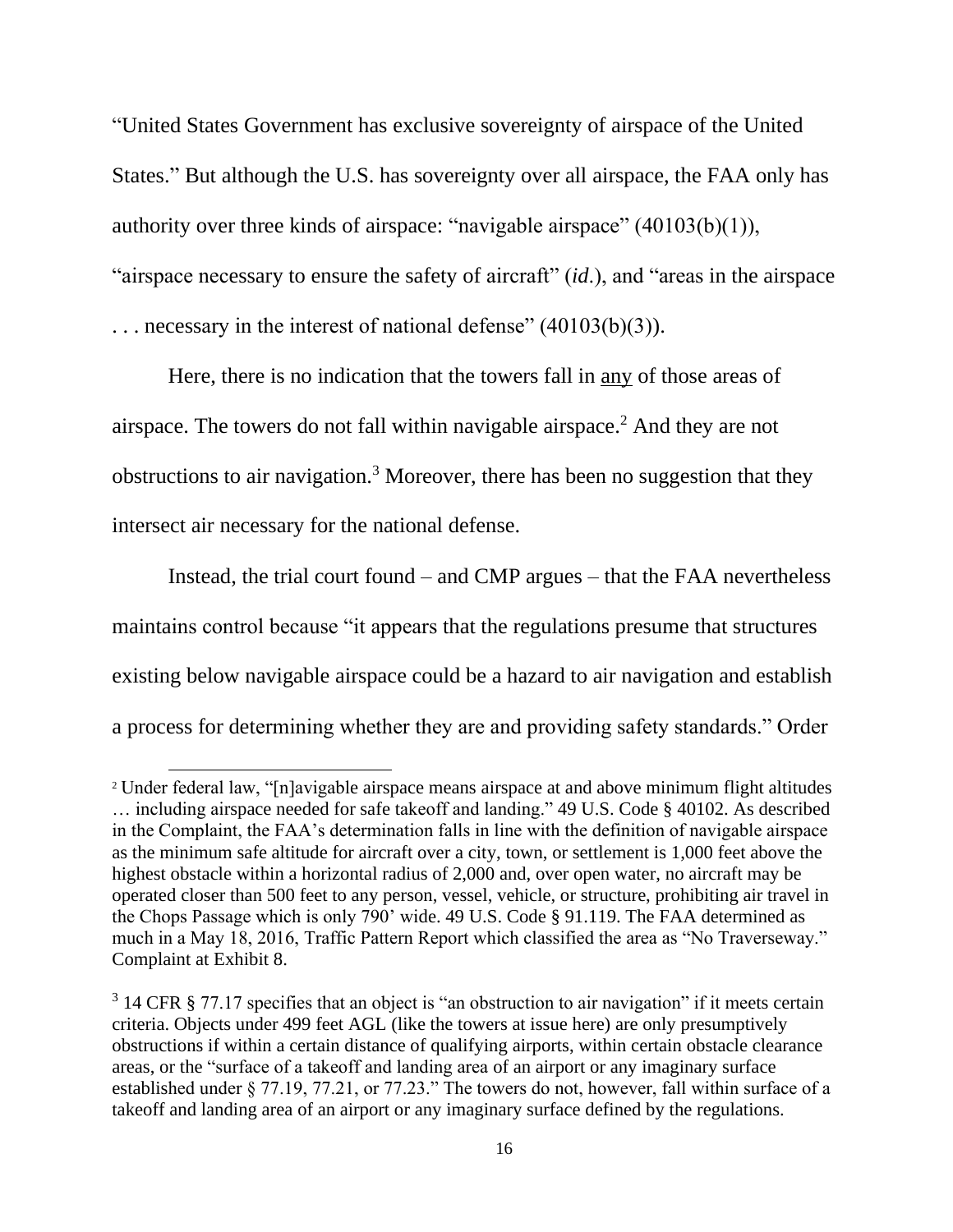"United States Government has exclusive sovereignty of airspace of the United States." But although the U.S. has sovereignty over all airspace, the FAA only has authority over three kinds of airspace: "navigable airspace" (40103(b)(1)), "airspace necessary to ensure the safety of aircraft" (*id.*), and "areas in the airspace . . . necessary in the interest of national defense" (40103(b)(3)).

Here, there is no indication that the towers fall in <u>any</u> of those areas of airspace. The towers do not fall within navigable airspace.[2] And they are not obstructions to air navigation.[3] Moreover, there has been no suggestion that they intersect air necessary for the national defense.

Instead, the trial court found – and CMP argues – that the FAA nevertheless maintains control because "it appears that the regulations presume that structures existing below navigable airspace could be a hazard to air navigation and establish a process for determining whether they are and providing safety standards." Order

---

[2] Under federal law, "[n]avigable airspace means airspace at and above minimum flight altitudes … including airspace needed for safe takeoff and landing." 49 U.S. Code § 40102. As described in the Complaint, the FAA's determination falls in line with the definition of navigable airspace as the minimum safe altitude for aircraft over a city, town, or settlement is 1,000 feet above the highest obstacle within a horizontal radius of 2,000 and, over open water, no aircraft may be operated closer than 500 feet to any person, vessel, vehicle, or structure, prohibiting air travel in the Chops Passage which is only 790' wide. 49 U.S. Code § 91.119. The FAA determined as much in a May 18, 2016, Traffic Pattern Report which classified the area as "No Traverseway." Complaint at Exhibit 8.

[3] 14 CFR § 77.17 specifies that an object is "an obstruction to air navigation" if it meets certain criteria. Objects under 499 feet AGL (like the towers at issue here) are only presumptively obstructions if within a certain distance of qualifying airports, within certain obstacle clearance areas, or the "surface of a takeoff and landing area of an airport or any imaginary surface established under § 77.19, 77.21, or 77.23." The towers do not, however, fall within surface of a takeoff and landing area of an airport or any imaginary surface defined by the regulations.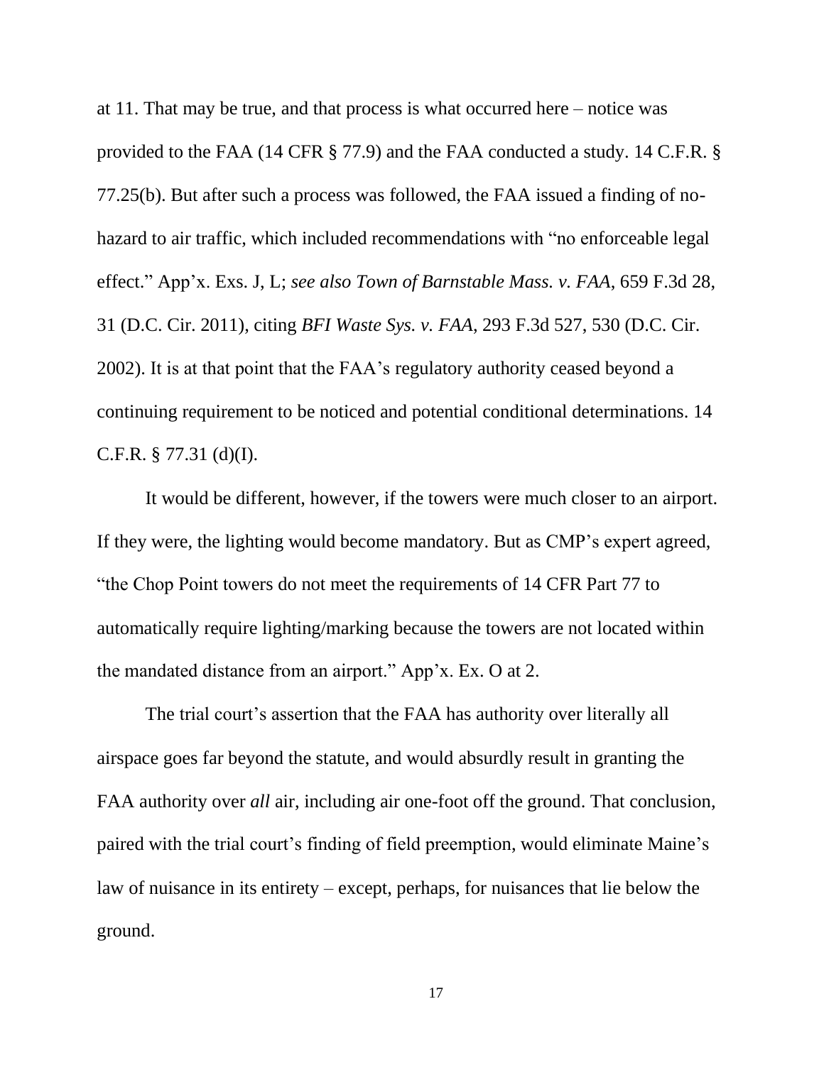at 11. That may be true, and that process is what occurred here – notice was provided to the FAA (14 CFR § 77.9) and the FAA conducted a study. 14 C.F.R. § 77.25(b). But after such a process was followed, the FAA issued a finding of no-hazard to air traffic, which included recommendations with "no enforceable legal effect." App'x. Exs. J, L; *see also Town of Barnstable Mass. v. FAA*, 659 F.3d 28, 31 (D.C. Cir. 2011), citing *BFI Waste Sys. v. FAA*, 293 F.3d 527, 530 (D.C. Cir. 2002). It is at that point that the FAA's regulatory authority ceased beyond a continuing requirement to be noticed and potential conditional determinations. 14 C.F.R. § 77.31 (d)(I).

It would be different, however, if the towers were much closer to an airport. If they were, the lighting would become mandatory. But as CMP's expert agreed, "the Chop Point towers do not meet the requirements of 14 CFR Part 77 to automatically require lighting/marking because the towers are not located within the mandated distance from an airport." App'x. Ex. O at 2.

The trial court's assertion that the FAA has authority over literally all airspace goes far beyond the statute, and would absurdly result in granting the FAA authority over *all* air, including air one-foot off the ground. That conclusion, paired with the trial court's finding of field preemption, would eliminate Maine's law of nuisance in its entirety – except, perhaps, for nuisances that lie below the ground.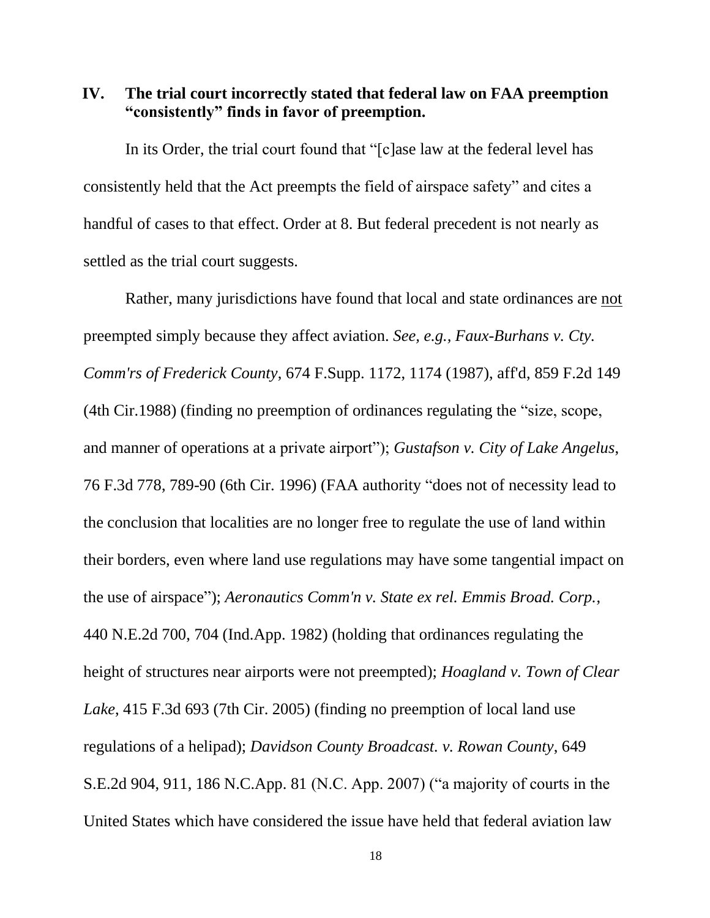## IV. The trial court incorrectly stated that federal law on FAA preemption "consistently" finds in favor of preemption.

In its Order, the trial court found that "[c]ase law at the federal level has consistently held that the Act preempts the field of airspace safety" and cites a handful of cases to that effect. Order at 8. But federal precedent is not nearly as settled as the trial court suggests.

Rather, many jurisdictions have found that local and state ordinances are <u>not</u> preempted simply because they affect aviation. *See, e.g., Faux-Burhans v. Cty. Comm'rs of Frederick County*, 674 F.Supp. 1172, 1174 (1987), aff'd, 859 F.2d 149 (4th Cir.1988) (finding no preemption of ordinances regulating the "size, scope, and manner of operations at a private airport"); *Gustafson v. City of Lake Angelus*, 76 F.3d 778, 789-90 (6th Cir. 1996) (FAA authority "does not of necessity lead to the conclusion that localities are no longer free to regulate the use of land within their borders, even where land use regulations may have some tangential impact on the use of airspace"); *Aeronautics Comm'n v. State ex rel. Emmis Broad. Corp.*, 440 N.E.2d 700, 704 (Ind.App. 1982) (holding that ordinances regulating the height of structures near airports were not preempted); *Hoagland v. Town of Clear Lake*, 415 F.3d 693 (7th Cir. 2005) (finding no preemption of local land use regulations of a helipad); *Davidson County Broadcast. v. Rowan County*, 649 S.E.2d 904, 911, 186 N.C.App. 81 (N.C. App. 2007) ("a majority of courts in the United States which have considered the issue have held that federal aviation law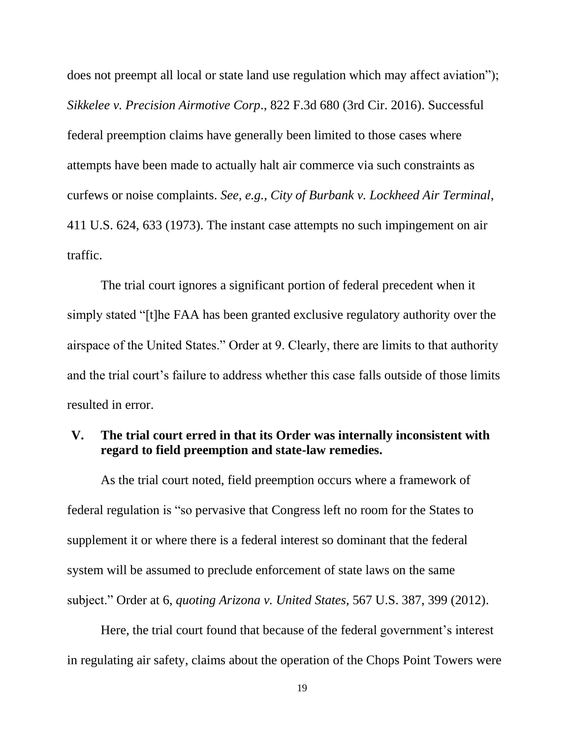does not preempt all local or state land use regulation which may affect aviation"); *Sikkelee v. Precision Airmotive Corp*., 822 F.3d 680 (3rd Cir. 2016). Successful federal preemption claims have generally been limited to those cases where attempts have been made to actually halt air commerce via such constraints as curfews or noise complaints. *See, e.g., City of Burbank v. Lockheed Air Terminal*, 411 U.S. 624, 633 (1973). The instant case attempts no such impingement on air traffic.

The trial court ignores a significant portion of federal precedent when it simply stated "[t]he FAA has been granted exclusive regulatory authority over the airspace of the United States." Order at 9. Clearly, there are limits to that authority and the trial court's failure to address whether this case falls outside of those limits resulted in error.

## V. The trial court erred in that its Order was internally inconsistent with regard to field preemption and state-law remedies.

As the trial court noted, field preemption occurs where a framework of federal regulation is "so pervasive that Congress left no room for the States to supplement it or where there is a federal interest so dominant that the federal system will be assumed to preclude enforcement of state laws on the same subject." Order at 6, *quoting Arizona v. United States*, 567 U.S. 387, 399 (2012).

Here, the trial court found that because of the federal government's interest in regulating air safety, claims about the operation of the Chops Point Towers were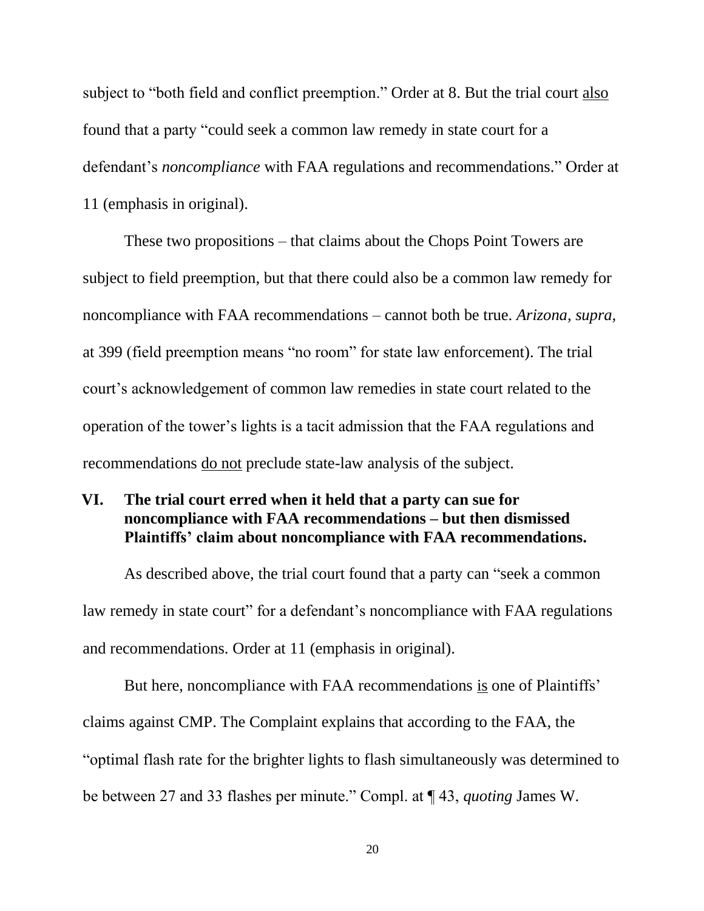subject to "both field and conflict preemption." Order at 8. But the trial court <u>also</u> found that a party "could seek a common law remedy in state court for a defendant's *noncompliance* with FAA regulations and recommendations." Order at 11 (emphasis in original).

These two propositions – that claims about the Chops Point Towers are subject to field preemption, but that there could also be a common law remedy for noncompliance with FAA recommendations – cannot both be true. *Arizona, supra,* at 399 (field preemption means "no room" for state law enforcement). The trial court's acknowledgement of common law remedies in state court related to the operation of the tower's lights is a tacit admission that the FAA regulations and recommendations <u>do not</u> preclude state-law analysis of the subject.

## VI. The trial court erred when it held that a party can sue for noncompliance with FAA recommendations – but then dismissed Plaintiffs' claim about noncompliance with FAA recommendations.

As described above, the trial court found that a party can "seek a common law remedy in state court" for a defendant's noncompliance with FAA regulations and recommendations. Order at 11 (emphasis in original).

But here, noncompliance with FAA recommendations <u>is</u> one of Plaintiffs' claims against CMP. The Complaint explains that according to the FAA, the "optimal flash rate for the brighter lights to flash simultaneously was determined to be between 27 and 33 flashes per minute." Compl. at ¶ 43, *quoting* James W.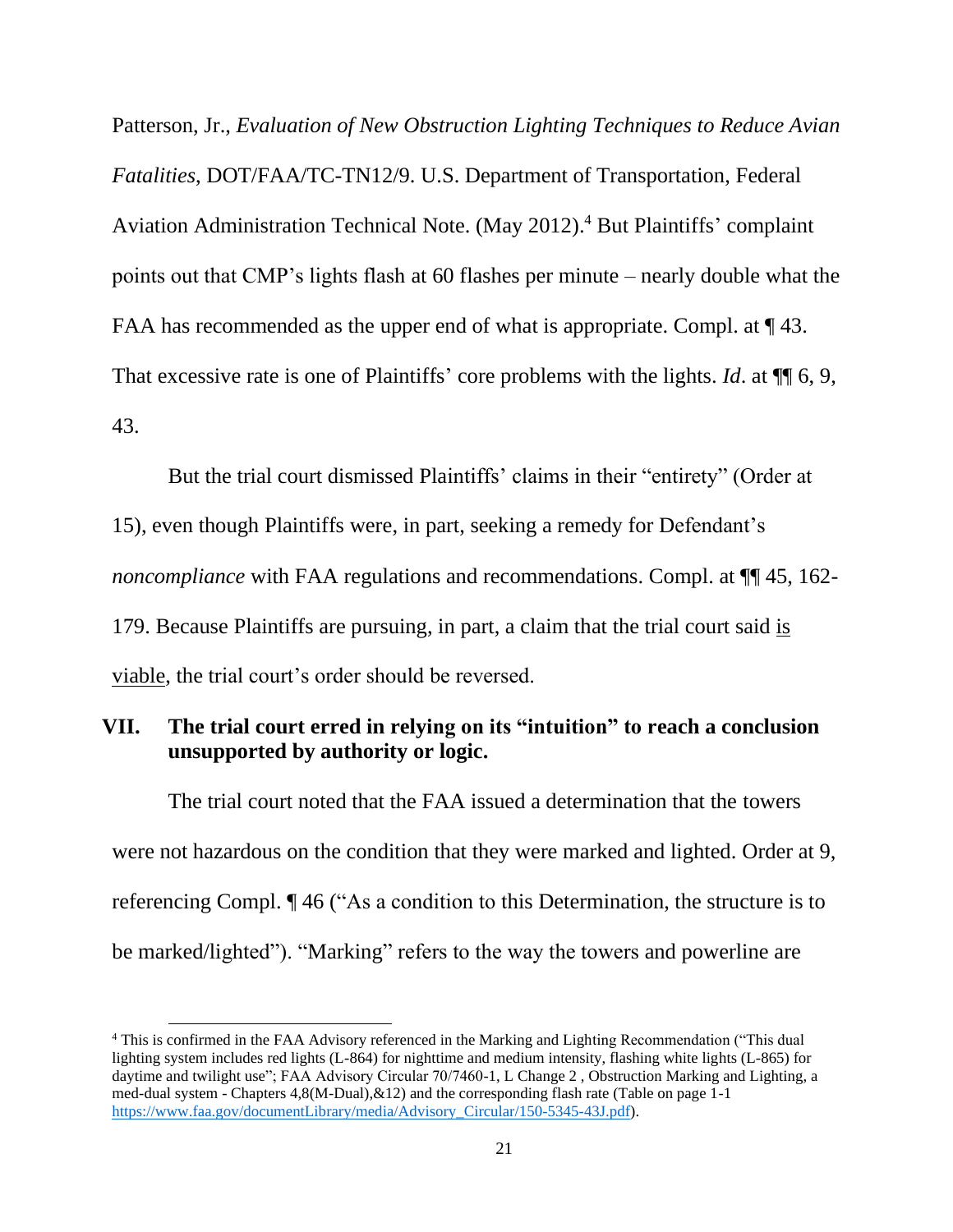Patterson, Jr., *Evaluation of New Obstruction Lighting Techniques to Reduce Avian Fatalities*, DOT/FAA/TC-TN12/9. U.S. Department of Transportation, Federal Aviation Administration Technical Note. (May 2012).[4] But Plaintiffs' complaint points out that CMP's lights flash at 60 flashes per minute – nearly double what the FAA has recommended as the upper end of what is appropriate. Compl. at ¶ 43. That excessive rate is one of Plaintiffs' core problems with the lights. *Id*. at ¶¶ 6, 9, 43.

But the trial court dismissed Plaintiffs' claims in their "entirety" (Order at 15), even though Plaintiffs were, in part, seeking a remedy for Defendant's *noncompliance* with FAA regulations and recommendations. Compl. at ¶¶ 45, 162-179. Because Plaintiffs are pursuing, in part, a claim that the trial court said <u>is viable</u>, the trial court's order should be reversed.

## VII. The trial court erred in relying on its "intuition" to reach a conclusion unsupported by authority or logic.

The trial court noted that the FAA issued a determination that the towers were not hazardous on the condition that they were marked and lighted. Order at 9, referencing Compl. ¶ 46 ("As a condition to this Determination, the structure is to be marked/lighted"). "Marking" refers to the way the towers and powerline are

---

[4] This is confirmed in the FAA Advisory referenced in the Marking and Lighting Recommendation ("This dual lighting system includes red lights (L-864) for nighttime and medium intensity, flashing white lights (L-865) for daytime and twilight use"; FAA Advisory Circular 70/7460-1, L Change 2 , Obstruction Marking and Lighting, a med-dual system - Chapters 4,8(M-Dual),&12) and the corresponding flash rate (Table on page 1-1 https://www.faa.gov/documentLibrary/media/Advisory_Circular/150-5345-43J.pdf).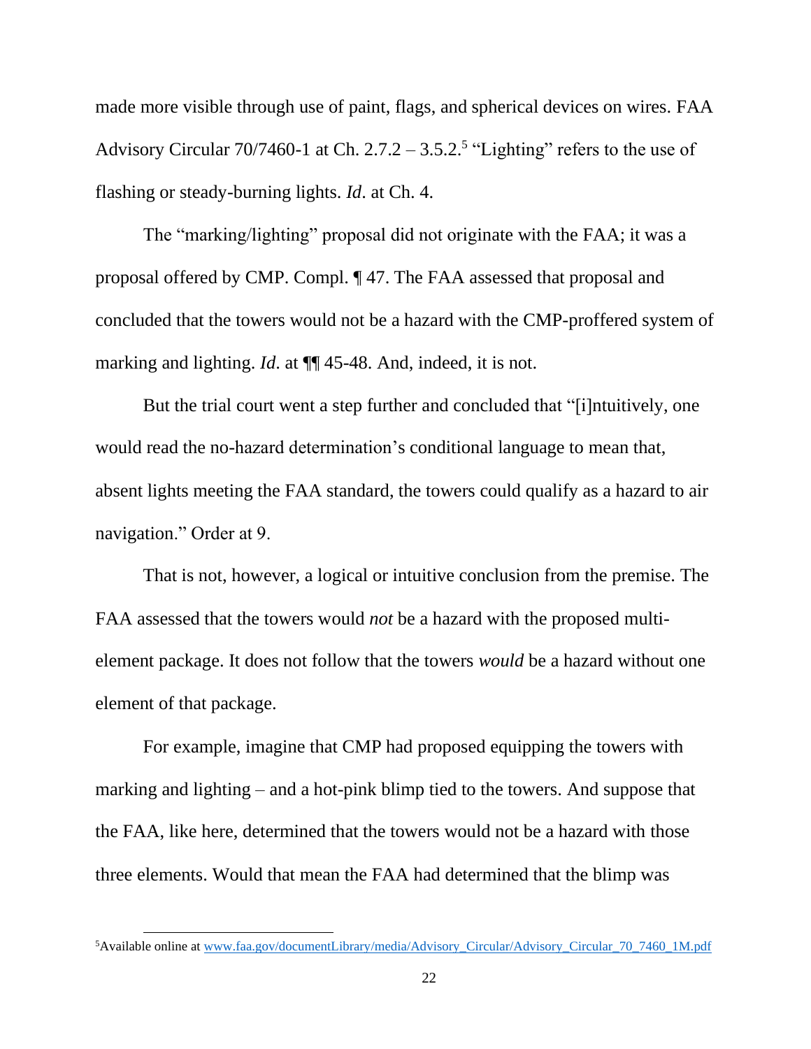made more visible through use of paint, flags, and spherical devices on wires. FAA Advisory Circular 70/7460-1 at Ch. 2.7.2 – 3.5.2.[5] "Lighting" refers to the use of flashing or steady-burning lights. *Id*. at Ch. 4.

The "marking/lighting" proposal did not originate with the FAA; it was a proposal offered by CMP. Compl. ¶ 47. The FAA assessed that proposal and concluded that the towers would not be a hazard with the CMP-proffered system of marking and lighting. *Id*. at ¶¶ 45-48. And, indeed, it is not.

But the trial court went a step further and concluded that "[i]ntuitively, one would read the no-hazard determination's conditional language to mean that, absent lights meeting the FAA standard, the towers could qualify as a hazard to air navigation." Order at 9.

That is not, however, a logical or intuitive conclusion from the premise. The FAA assessed that the towers would *not* be a hazard with the proposed multi-element package. It does not follow that the towers *would* be a hazard without one element of that package.

For example, imagine that CMP had proposed equipping the towers with marking and lighting – and a hot-pink blimp tied to the towers. And suppose that the FAA, like here, determined that the towers would not be a hazard with those three elements. Would that mean the FAA had determined that the blimp was

---

[5]Available online at www.faa.gov/documentLibrary/media/Advisory_Circular/Advisory_Circular_70_7460_1M.pdf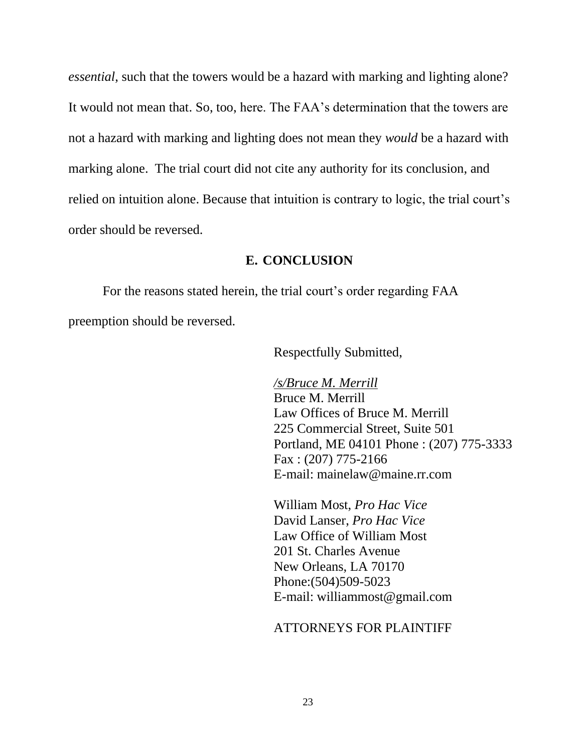*essential*, such that the towers would be a hazard with marking and lighting alone? It would not mean that. So, too, here. The FAA's determination that the towers are not a hazard with marking and lighting does not mean they *would* be a hazard with marking alone. The trial court did not cite any authority for its conclusion, and relied on intuition alone. Because that intuition is contrary to logic, the trial court's order should be reversed.

## E. CONCLUSION

For the reasons stated herein, the trial court's order regarding FAA preemption should be reversed.

Respectfully Submitted,

*/s/Bruce M. Merrill*
Bruce M. Merrill
Law Offices of Bruce M. Merrill
225 Commercial Street, Suite 501
Portland, ME 04101 Phone : (207) 775-3333
Fax : (207) 775-2166
E-mail: mainelaw@maine.rr.com

William Most, *Pro Hac Vice*
David Lanser, *Pro Hac Vice*
Law Office of William Most
201 St. Charles Avenue
New Orleans, LA 70170
Phone:(504)509-5023
E-mail: williammost@gmail.com

ATTORNEYS FOR PLAINTIFF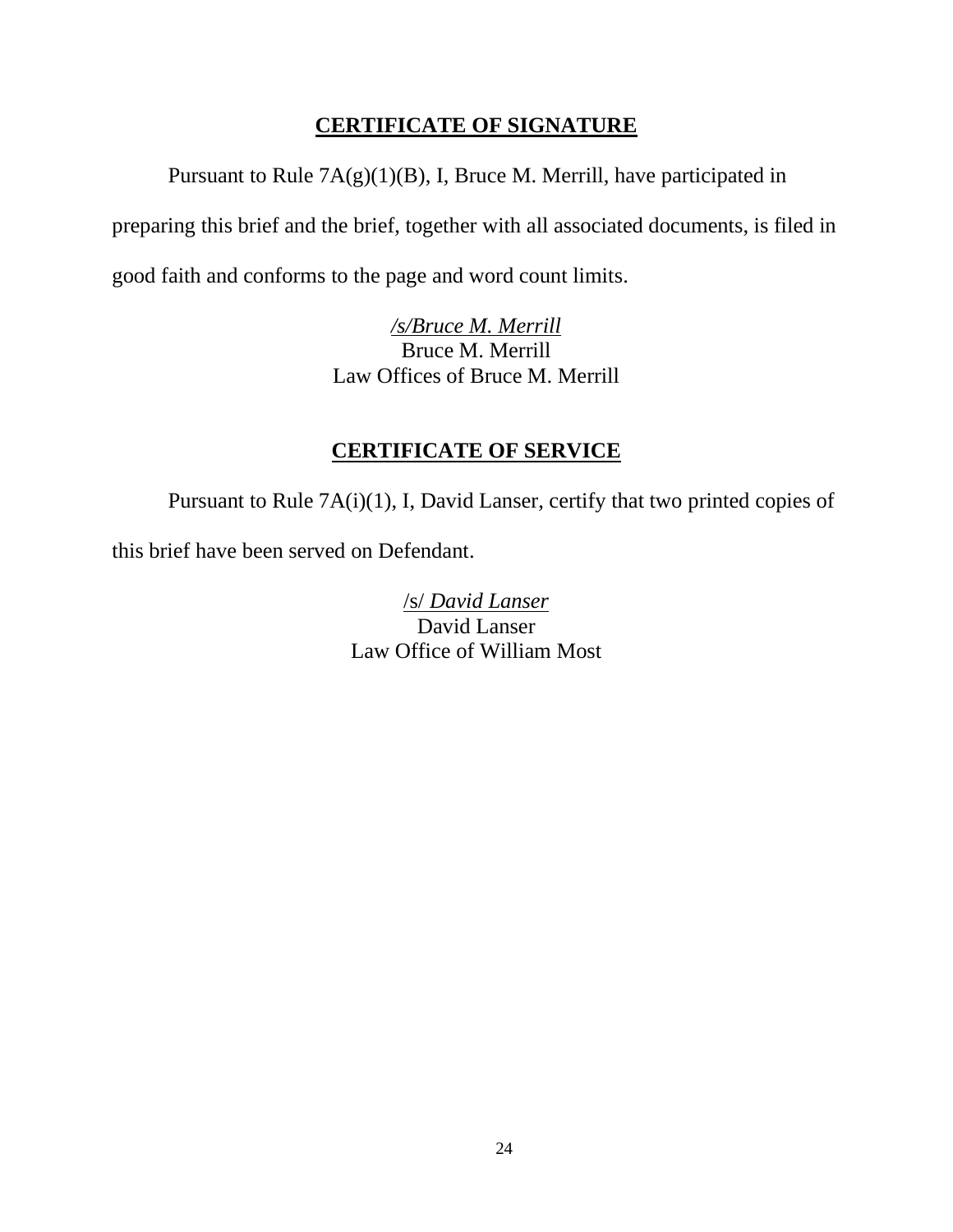## **CERTIFICATE OF SIGNATURE**

Pursuant to Rule 7A(g)(1)(B), I, Bruce M. Merrill, have participated in preparing this brief and the brief, together with all associated documents, is filed in good faith and conforms to the page and word count limits.

*/s/Bruce M. Merrill*
Bruce M. Merrill
Law Offices of Bruce M. Merrill

## **CERTIFICATE OF SERVICE**

Pursuant to Rule 7A(i)(1), I, David Lanser, certify that two printed copies of this brief have been served on Defendant.

/s/ *David Lanser*
David Lanser
Law Office of William Most